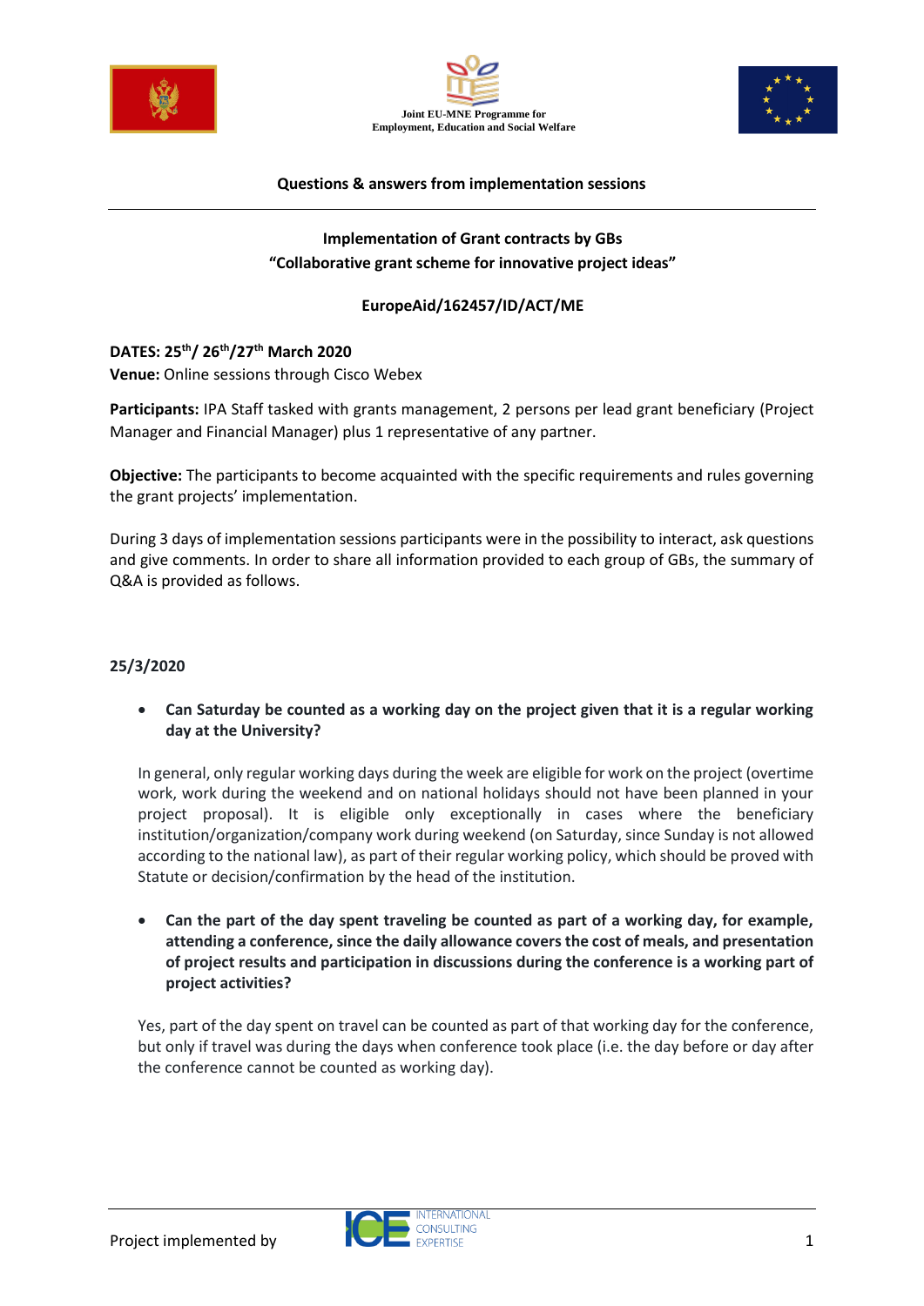Joint EU-MNE Programme for
Employment, Education and Social Welfare

**Questions & answers from implementation sessions**

---

**Implementation of Grant contracts by GBs**
**"Collaborative grant scheme for innovative project ideas"**

**EuropeAid/162457/ID/ACT/ME**

**DATES: 25th/ 26th/27th March 2020**
**Venue:** Online sessions through Cisco Webex

**Participants:** IPA Staff tasked with grants management, 2 persons per lead grant beneficiary (Project Manager and Financial Manager) plus 1 representative of any partner.

**Objective:** The participants to become acquainted with the specific requirements and rules governing the grant projects' implementation.

During 3 days of implementation sessions participants were in the possibility to interact, ask questions and give comments. In order to share all information provided to each group of GBs, the summary of Q&A is provided as follows.

**25/3/2020**

- **Can Saturday be counted as a working day on the project given that it is a regular working day at the University?**

  In general, only regular working days during the week are eligible for work on the project (overtime work, work during the weekend and on national holidays should not have been planned in your project proposal). It is eligible only exceptionally in cases where the beneficiary institution/organization/company work during weekend (on Saturday, since Sunday is not allowed according to the national law), as part of their regular working policy, which should be proved with Statute or decision/confirmation by the head of the institution.

- **Can the part of the day spent traveling be counted as part of a working day, for example, attending a conference, since the daily allowance covers the cost of meals, and presentation of project results and participation in discussions during the conference is a working part of project activities?**

  Yes, part of the day spent on travel can be counted as part of that working day for the conference, but only if travel was during the days when conference took place (i.e. the day before or day after the conference cannot be counted as working day).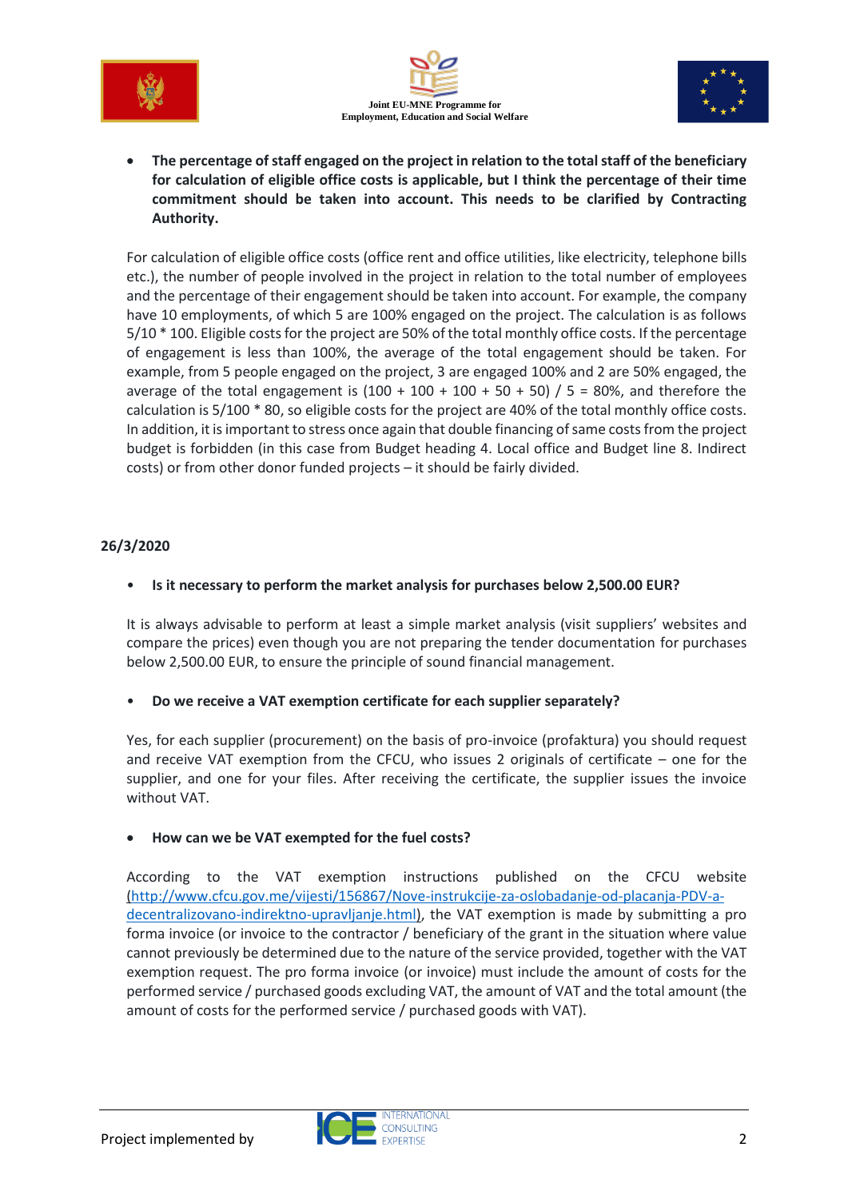- **The percentage of staff engaged on the project in relation to the total staff of the beneficiary for calculation of eligible office costs is applicable, but I think the percentage of their time commitment should be taken into account. This needs to be clarified by Contracting Authority.**

For calculation of eligible office costs (office rent and office utilities, like electricity, telephone bills etc.), the number of people involved in the project in relation to the total number of employees and the percentage of their engagement should be taken into account. For example, the company have 10 employments, of which 5 are 100% engaged on the project. The calculation is as follows 5/10 * 100. Eligible costs for the project are 50% of the total monthly office costs. If the percentage of engagement is less than 100%, the average of the total engagement should be taken. For example, from 5 people engaged on the project, 3 are engaged 100% and 2 are 50% engaged, the average of the total engagement is (100 + 100 + 100 + 50 + 50) / 5 = 80%, and therefore the calculation is 5/100 * 80, so eligible costs for the project are 40% of the total monthly office costs. In addition, it is important to stress once again that double financing of same costs from the project budget is forbidden (in this case from Budget heading 4. Local office and Budget line 8. Indirect costs) or from other donor funded projects – it should be fairly divided.

**26/3/2020**

- **Is it necessary to perform the market analysis for purchases below 2,500.00 EUR?**

It is always advisable to perform at least a simple market analysis (visit suppliers' websites and compare the prices) even though you are not preparing the tender documentation for purchases below 2,500.00 EUR, to ensure the principle of sound financial management.

- **Do we receive a VAT exemption certificate for each supplier separately?**

Yes, for each supplier (procurement) on the basis of pro-invoice (profaktura) you should request and receive VAT exemption from the CFCU, who issues 2 originals of certificate – one for the supplier, and one for your files. After receiving the certificate, the supplier issues the invoice without VAT.

- **How can we be VAT exempted for the fuel costs?**

According to the VAT exemption instructions published on the CFCU website (http://www.cfcu.gov.me/vijesti/156867/Nove-instrukcije-za-oslobadanje-od-placanja-PDV-a-decentralizovano-indirektno-upravljanje.html), the VAT exemption is made by submitting a pro forma invoice (or invoice to the contractor / beneficiary of the grant in the situation where value cannot previously be determined due to the nature of the service provided, together with the VAT exemption request. The pro forma invoice (or invoice) must include the amount of costs for the performed service / purchased goods excluding VAT, the amount of VAT and the total amount (the amount of costs for the performed service / purchased goods with VAT).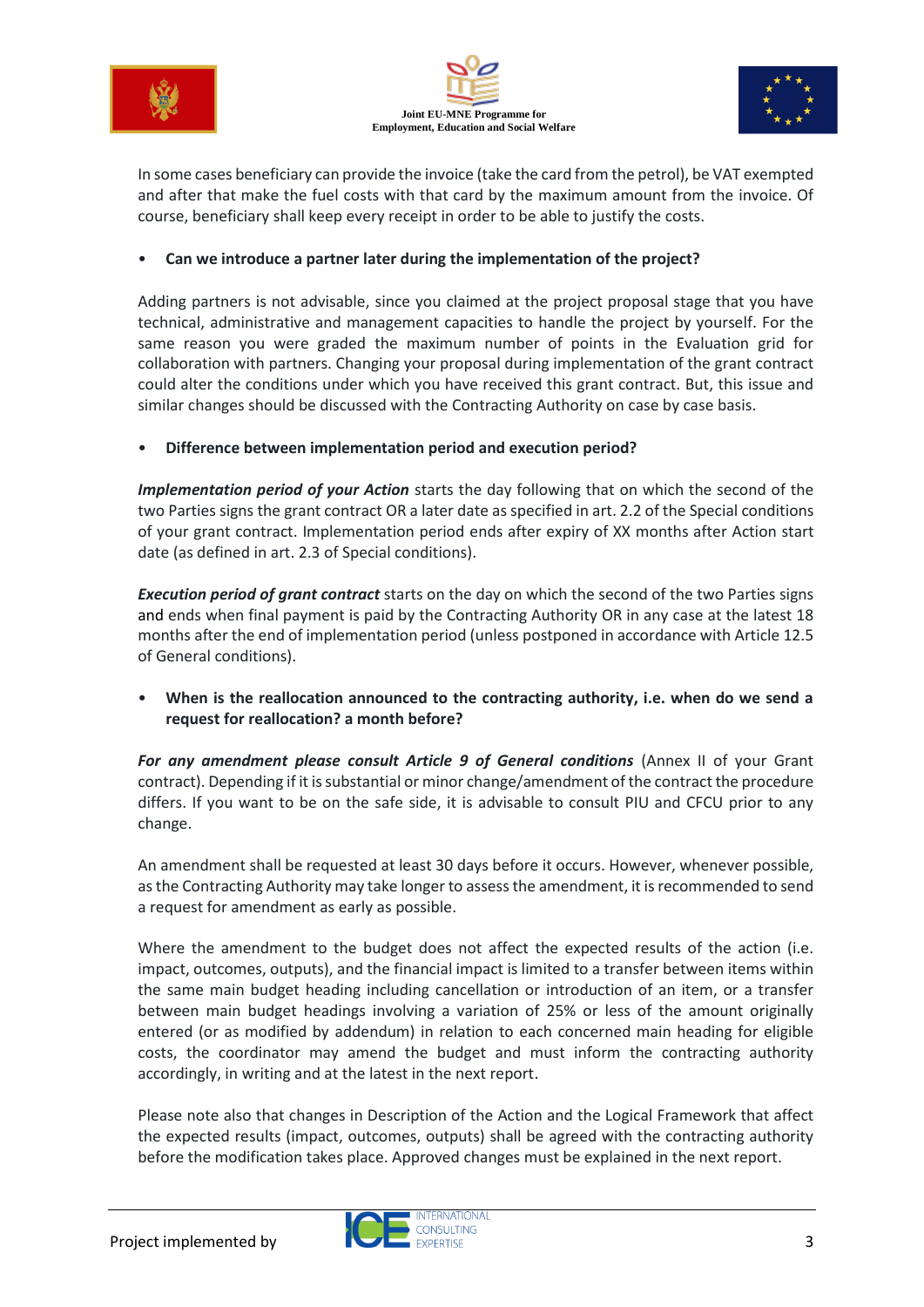In some cases beneficiary can provide the invoice (take the card from the petrol), be VAT exempted and after that make the fuel costs with that card by the maximum amount from the invoice. Of course, beneficiary shall keep every receipt in order to be able to justify the costs.

- **Can we introduce a partner later during the implementation of the project?**

Adding partners is not advisable, since you claimed at the project proposal stage that you have technical, administrative and management capacities to handle the project by yourself. For the same reason you were graded the maximum number of points in the Evaluation grid for collaboration with partners. Changing your proposal during implementation of the grant contract could alter the conditions under which you have received this grant contract. But, this issue and similar changes should be discussed with the Contracting Authority on case by case basis.

- **Difference between implementation period and execution period?**

***Implementation period of your Action*** starts the day following that on which the second of the two Parties signs the grant contract OR a later date as specified in art. 2.2 of the Special conditions of your grant contract. Implementation period ends after expiry of XX months after Action start date (as defined in art. 2.3 of Special conditions).

***Execution period of grant contract*** starts on the day on which the second of the two Parties signs and ends when final payment is paid by the Contracting Authority OR in any case at the latest 18 months after the end of implementation period (unless postponed in accordance with Article 12.5 of General conditions).

- **When is the reallocation announced to the contracting authority, i.e. when do we send a request for reallocation? a month before?**

***For any amendment please consult Article 9 of General conditions*** (Annex II of your Grant contract). Depending if it is substantial or minor change/amendment of the contract the procedure differs. If you want to be on the safe side, it is advisable to consult PIU and CFCU prior to any change.

An amendment shall be requested at least 30 days before it occurs. However, whenever possible, as the Contracting Authority may take longer to assess the amendment, it is recommended to send a request for amendment as early as possible.

Where the amendment to the budget does not affect the expected results of the action (i.e. impact, outcomes, outputs), and the financial impact is limited to a transfer between items within the same main budget heading including cancellation or introduction of an item, or a transfer between main budget headings involving a variation of 25% or less of the amount originally entered (or as modified by addendum) in relation to each concerned main heading for eligible costs, the coordinator may amend the budget and must inform the contracting authority accordingly, in writing and at the latest in the next report.

Please note also that changes in Description of the Action and the Logical Framework that affect the expected results (impact, outcomes, outputs) shall be agreed with the contracting authority before the modification takes place. Approved changes must be explained in the next report.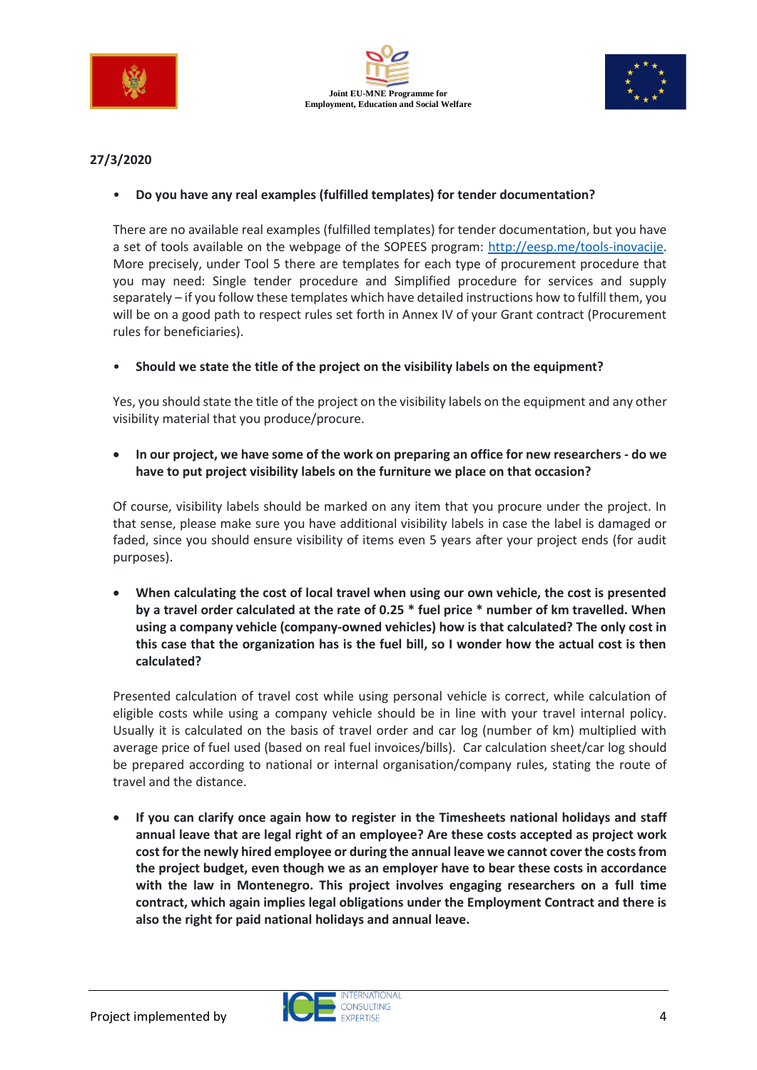**27/3/2020**

- **Do you have any real examples (fulfilled templates) for tender documentation?**

There are no available real examples (fulfilled templates) for tender documentation, but you have a set of tools available on the webpage of the SOPEES program: [http://eesp.me/tools-inovacije](http://eesp.me/tools-inovacije). More precisely, under Tool 5 there are templates for each type of procurement procedure that you may need: Single tender procedure and Simplified procedure for services and supply separately – if you follow these templates which have detailed instructions how to fulfill them, you will be on a good path to respect rules set forth in Annex IV of your Grant contract (Procurement rules for beneficiaries).

- **Should we state the title of the project on the visibility labels on the equipment?**

Yes, you should state the title of the project on the visibility labels on the equipment and any other visibility material that you produce/procure.

- **In our project, we have some of the work on preparing an office for new researchers - do we have to put project visibility labels on the furniture we place on that occasion?**

Of course, visibility labels should be marked on any item that you procure under the project. In that sense, please make sure you have additional visibility labels in case the label is damaged or faded, since you should ensure visibility of items even 5 years after your project ends (for audit purposes).

- **When calculating the cost of local travel when using our own vehicle, the cost is presented by a travel order calculated at the rate of 0.25 * fuel price * number of km travelled. When using a company vehicle (company-owned vehicles) how is that calculated? The only cost in this case that the organization has is the fuel bill, so I wonder how the actual cost is then calculated?**

Presented calculation of travel cost while using personal vehicle is correct, while calculation of eligible costs while using a company vehicle should be in line with your travel internal policy. Usually it is calculated on the basis of travel order and car log (number of km) multiplied with average price of fuel used (based on real fuel invoices/bills). Car calculation sheet/car log should be prepared according to national or internal organisation/company rules, stating the route of travel and the distance.

- **If you can clarify once again how to register in the Timesheets national holidays and staff annual leave that are legal right of an employee? Are these costs accepted as project work cost for the newly hired employee or during the annual leave we cannot cover the costs from the project budget, even though we as an employer have to bear these costs in accordance with the law in Montenegro. This project involves engaging researchers on a full time contract, which again implies legal obligations under the Employment Contract and there is also the right for paid national holidays and annual leave.**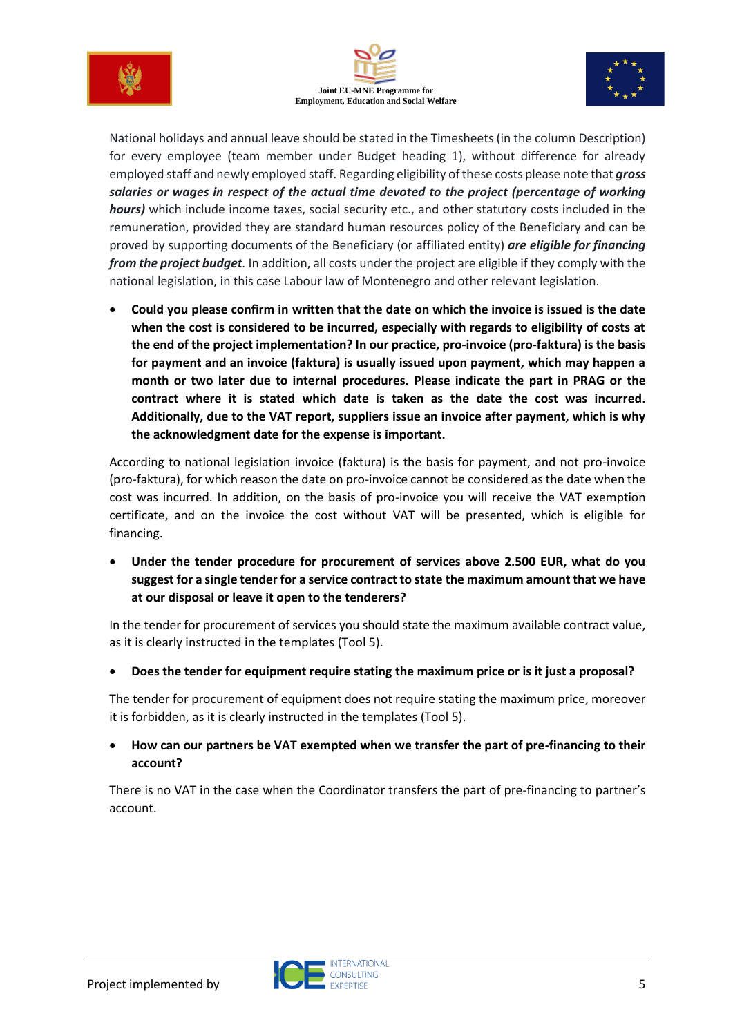National holidays and annual leave should be stated in the Timesheets (in the column Description) for every employee (team member under Budget heading 1), without difference for already employed staff and newly employed staff. Regarding eligibility of these costs please note that ***gross salaries or wages in respect of the actual time devoted to the project (percentage of working hours)*** which include income taxes, social security etc., and other statutory costs included in the remuneration, provided they are standard human resources policy of the Beneficiary and can be proved by supporting documents of the Beneficiary (or affiliated entity) ***are eligible for financing from the project budget***. In addition, all costs under the project are eligible if they comply with the national legislation, in this case Labour law of Montenegro and other relevant legislation.

- **Could you please confirm in written that the date on which the invoice is issued is the date when the cost is considered to be incurred, especially with regards to eligibility of costs at the end of the project implementation? In our practice, pro-invoice (pro-faktura) is the basis for payment and an invoice (faktura) is usually issued upon payment, which may happen a month or two later due to internal procedures. Please indicate the part in PRAG or the contract where it is stated which date is taken as the date the cost was incurred. Additionally, due to the VAT report, suppliers issue an invoice after payment, which is why the acknowledgment date for the expense is important.**

According to national legislation invoice (faktura) is the basis for payment, and not pro-invoice (pro-faktura), for which reason the date on pro-invoice cannot be considered as the date when the cost was incurred. In addition, on the basis of pro-invoice you will receive the VAT exemption certificate, and on the invoice the cost without VAT will be presented, which is eligible for financing.

- **Under the tender procedure for procurement of services above 2.500 EUR, what do you suggest for a single tender for a service contract to state the maximum amount that we have at our disposal or leave it open to the tenderers?**

In the tender for procurement of services you should state the maximum available contract value, as it is clearly instructed in the templates (Tool 5).

- **Does the tender for equipment require stating the maximum price or is it just a proposal?**

The tender for procurement of equipment does not require stating the maximum price, moreover it is forbidden, as it is clearly instructed in the templates (Tool 5).

- **How can our partners be VAT exempted when we transfer the part of pre-financing to their account?**

There is no VAT in the case when the Coordinator transfers the part of pre-financing to partner's account.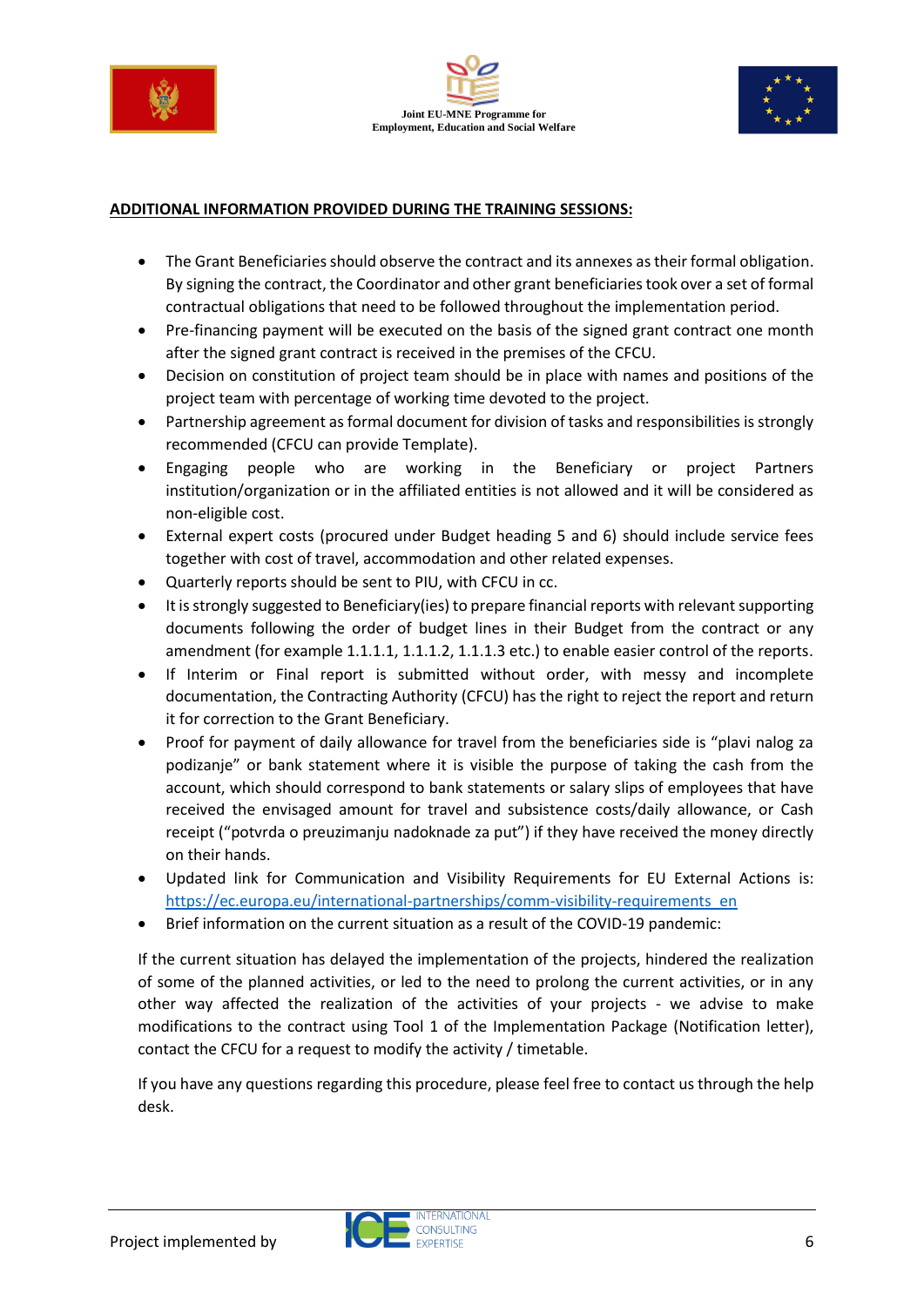**ADDITIONAL INFORMATION PROVIDED DURING THE TRAINING SESSIONS:**

- The Grant Beneficiaries should observe the contract and its annexes as their formal obligation. By signing the contract, the Coordinator and other grant beneficiaries took over a set of formal contractual obligations that need to be followed throughout the implementation period.
- Pre-financing payment will be executed on the basis of the signed grant contract one month after the signed grant contract is received in the premises of the CFCU.
- Decision on constitution of project team should be in place with names and positions of the project team with percentage of working time devoted to the project.
- Partnership agreement as formal document for division of tasks and responsibilities is strongly recommended (CFCU can provide Template).
- Engaging people who are working in the Beneficiary or project Partners institution/organization or in the affiliated entities is not allowed and it will be considered as non-eligible cost.
- External expert costs (procured under Budget heading 5 and 6) should include service fees together with cost of travel, accommodation and other related expenses.
- Quarterly reports should be sent to PIU, with CFCU in cc.
- It is strongly suggested to Beneficiary(ies) to prepare financial reports with relevant supporting documents following the order of budget lines in their Budget from the contract or any amendment (for example 1.1.1.1, 1.1.1.2, 1.1.1.3 etc.) to enable easier control of the reports.
- If Interim or Final report is submitted without order, with messy and incomplete documentation, the Contracting Authority (CFCU) has the right to reject the report and return it for correction to the Grant Beneficiary.
- Proof for payment of daily allowance for travel from the beneficiaries side is "plavi nalog za podizanje" or bank statement where it is visible the purpose of taking the cash from the account, which should correspond to bank statements or salary slips of employees that have received the envisaged amount for travel and subsistence costs/daily allowance, or Cash receipt ("potvrda o preuzimanju nadoknade za put") if they have received the money directly on their hands.
- Updated link for Communication and Visibility Requirements for EU External Actions is: https://ec.europa.eu/international-partnerships/comm-visibility-requirements_en
- Brief information on the current situation as a result of the COVID-19 pandemic:

If the current situation has delayed the implementation of the projects, hindered the realization of some of the planned activities, or led to the need to prolong the current activities, or in any other way affected the realization of the activities of your projects - we advise to make modifications to the contract using Tool 1 of the Implementation Package (Notification letter), contact the CFCU for a request to modify the activity / timetable.

If you have any questions regarding this procedure, please feel free to contact us through the help desk.